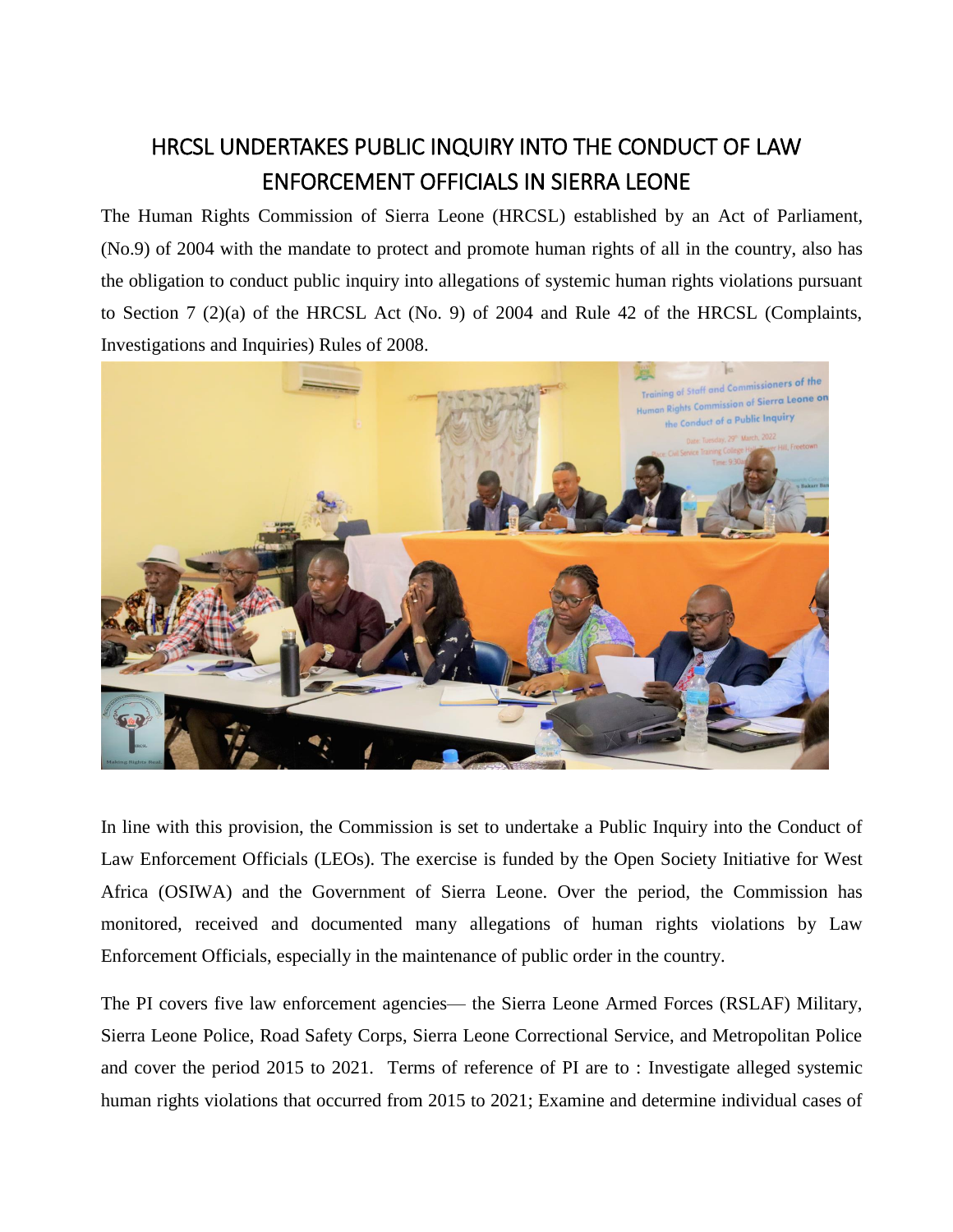# HRCSL UNDERTAKES PUBLIC INQUIRY INTO THE CONDUCT OF LAW ENFORCEMENT OFFICIALS IN SIERRA LEONE

The Human Rights Commission of Sierra Leone (HRCSL) established by an Act of Parliament, (No.9) of 2004 with the mandate to protect and promote human rights of all in the country, also has the obligation to conduct public inquiry into allegations of systemic human rights violations pursuant to Section 7 (2)(a) of the HRCSL Act (No. 9) of 2004 and Rule 42 of the HRCSL (Complaints, Investigations and Inquiries) Rules of 2008.

In line with this provision, the Commission is set to undertake a Public Inquiry into the Conduct of Law Enforcement Officials (LEOs). The exercise is funded by the Open Society Initiative for West Africa (OSIWA) and the Government of Sierra Leone. Over the period, the Commission has monitored, received and documented many allegations of human rights violations by Law Enforcement Officials, especially in the maintenance of public order in the country.

The PI covers five law enforcement agencies— the Sierra Leone Armed Forces (RSLAF) Military, Sierra Leone Police, Road Safety Corps, Sierra Leone Correctional Service, and Metropolitan Police and cover the period 2015 to 2021. Terms of reference of PI are to : Investigate alleged systemic human rights violations that occurred from 2015 to 2021; Examine and determine individual cases of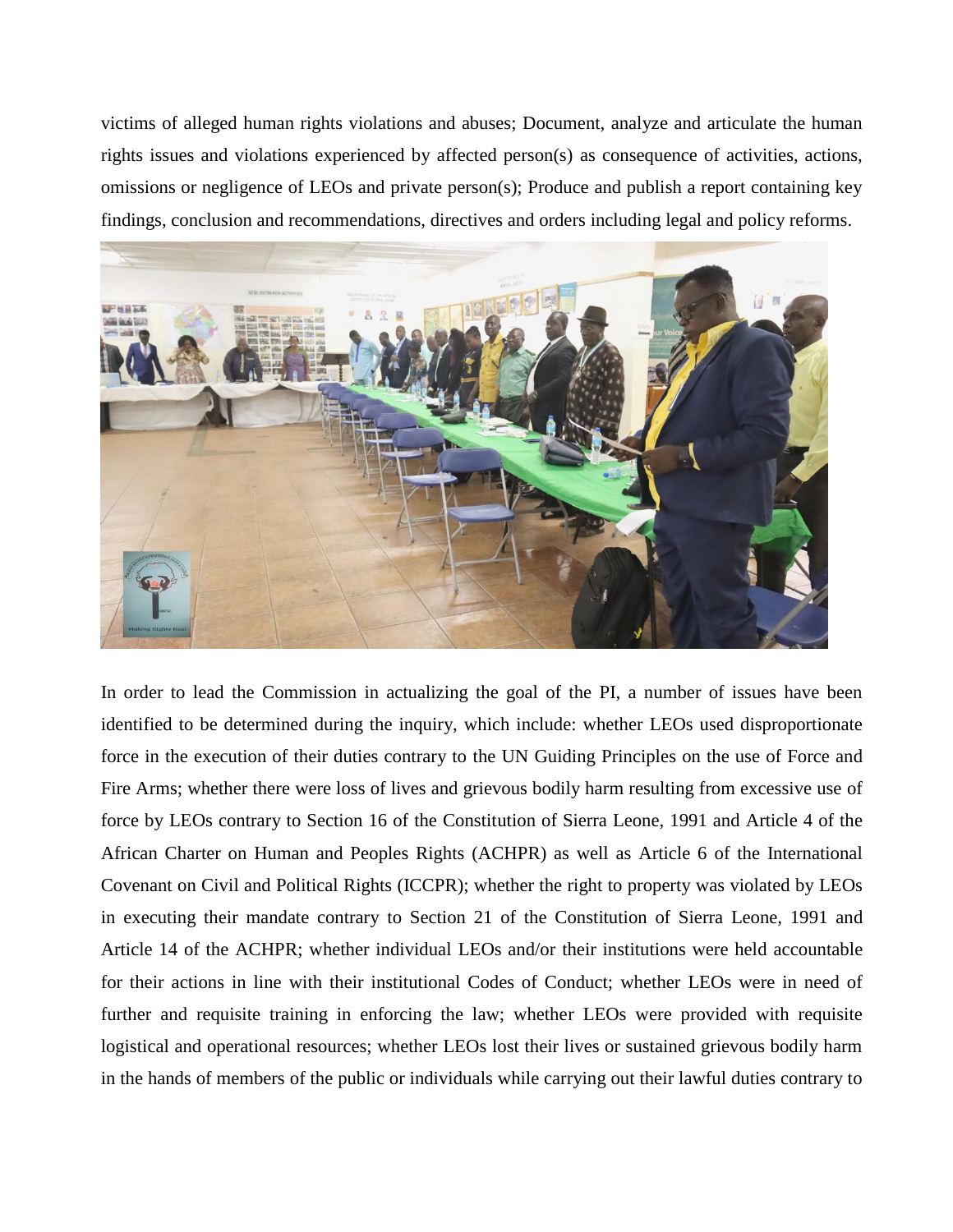victims of alleged human rights violations and abuses; Document, analyze and articulate the human rights issues and violations experienced by affected person(s) as consequence of activities, actions, omissions or negligence of LEOs and private person(s); Produce and publish a report containing key findings, conclusion and recommendations, directives and orders including legal and policy reforms.

In order to lead the Commission in actualizing the goal of the PI, a number of issues have been identified to be determined during the inquiry, which include: whether LEOs used disproportionate force in the execution of their duties contrary to the UN Guiding Principles on the use of Force and Fire Arms; whether there were loss of lives and grievous bodily harm resulting from excessive use of force by LEOs contrary to Section 16 of the Constitution of Sierra Leone, 1991 and Article 4 of the African Charter on Human and Peoples Rights (ACHPR) as well as Article 6 of the International Covenant on Civil and Political Rights (ICCPR); whether the right to property was violated by LEOs in executing their mandate contrary to Section 21 of the Constitution of Sierra Leone, 1991 and Article 14 of the ACHPR; whether individual LEOs and/or their institutions were held accountable for their actions in line with their institutional Codes of Conduct; whether LEOs were in need of further and requisite training in enforcing the law; whether LEOs were provided with requisite logistical and operational resources; whether LEOs lost their lives or sustained grievous bodily harm in the hands of members of the public or individuals while carrying out their lawful duties contrary to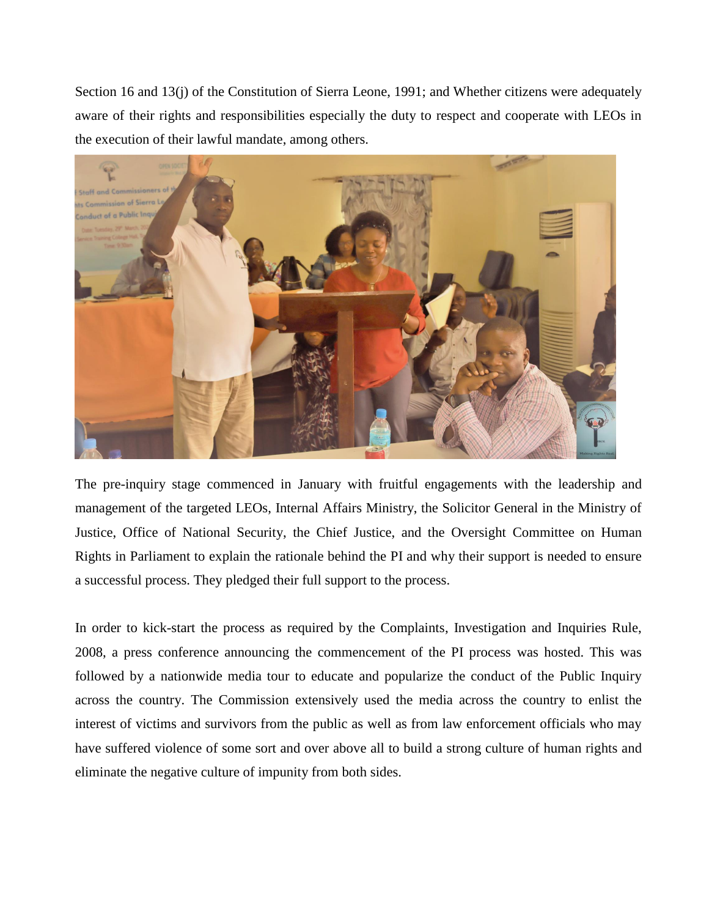Section 16 and 13(j) of the Constitution of Sierra Leone, 1991; and Whether citizens were adequately aware of their rights and responsibilities especially the duty to respect and cooperate with LEOs in the execution of their lawful mandate, among others.

The pre-inquiry stage commenced in January with fruitful engagements with the leadership and management of the targeted LEOs, Internal Affairs Ministry, the Solicitor General in the Ministry of Justice, Office of National Security, the Chief Justice, and the Oversight Committee on Human Rights in Parliament to explain the rationale behind the PI and why their support is needed to ensure a successful process. They pledged their full support to the process.

In order to kick-start the process as required by the Complaints, Investigation and Inquiries Rule, 2008, a press conference announcing the commencement of the PI process was hosted. This was followed by a nationwide media tour to educate and popularize the conduct of the Public Inquiry across the country. The Commission extensively used the media across the country to enlist the interest of victims and survivors from the public as well as from law enforcement officials who may have suffered violence of some sort and over above all to build a strong culture of human rights and eliminate the negative culture of impunity from both sides.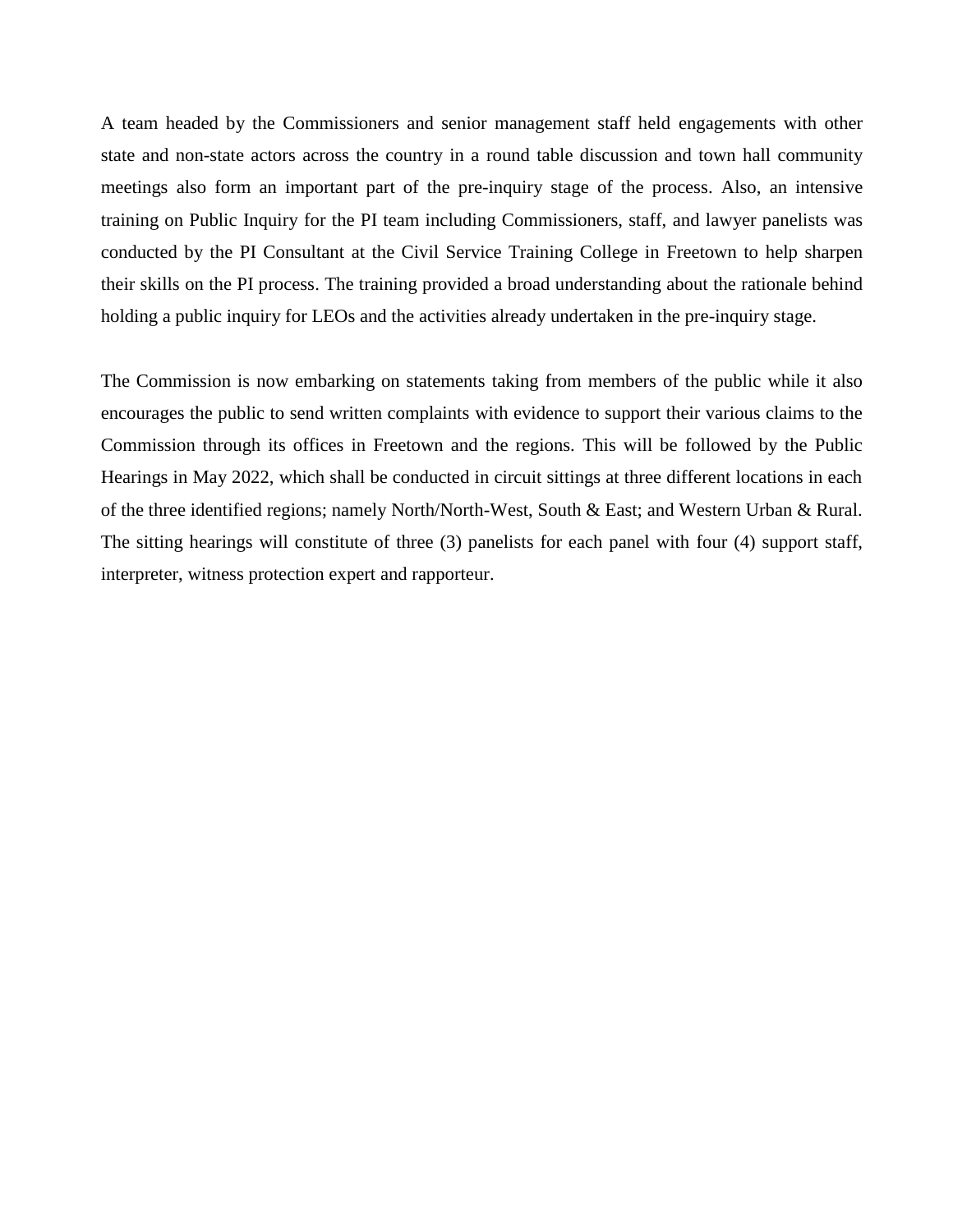A team headed by the Commissioners and senior management staff held engagements with other state and non-state actors across the country in a round table discussion and town hall community meetings also form an important part of the pre-inquiry stage of the process. Also, an intensive training on Public Inquiry for the PI team including Commissioners, staff, and lawyer panelists was conducted by the PI Consultant at the Civil Service Training College in Freetown to help sharpen their skills on the PI process. The training provided a broad understanding about the rationale behind holding a public inquiry for LEOs and the activities already undertaken in the pre-inquiry stage.

The Commission is now embarking on statements taking from members of the public while it also encourages the public to send written complaints with evidence to support their various claims to the Commission through its offices in Freetown and the regions. This will be followed by the Public Hearings in May 2022, which shall be conducted in circuit sittings at three different locations in each of the three identified regions; namely North/North-West, South & East; and Western Urban & Rural. The sitting hearings will constitute of three (3) panelists for each panel with four (4) support staff, interpreter, witness protection expert and rapporteur.